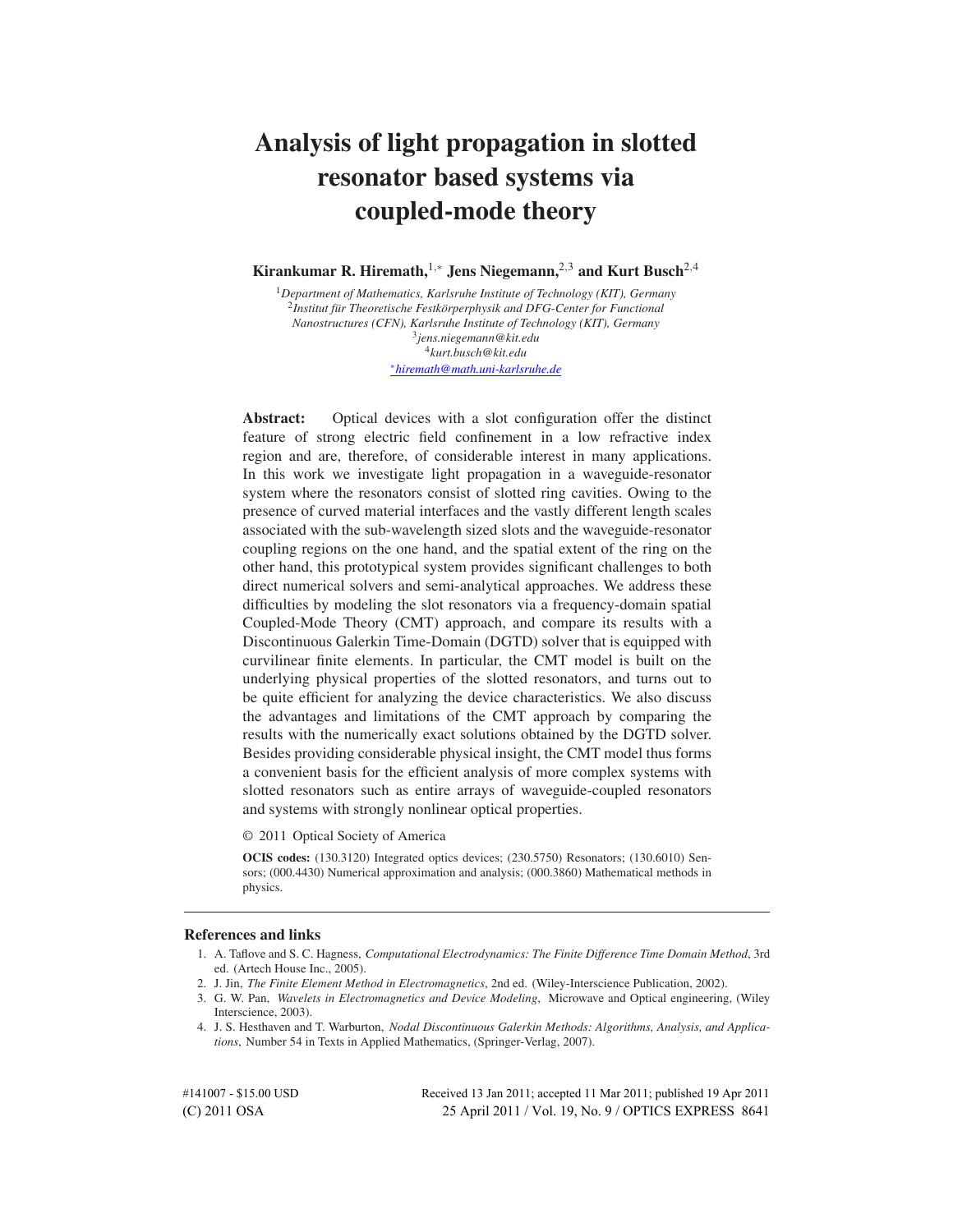# Analysis of light propagation in slotted resonator based systems via coupled-mode theory

**Kirankumar R. Hiremath,**[1,*] **Jens Niegemann,**[2,3] **and Kurt Busch**[2,4]

[1]*Department of Mathematics, Karlsruhe Institute of Technology (KIT), Germany*
[2]*Institut für Theoretische Festkörperphysik and DFG-Center for Functional Nanostructures (CFN), Karlsruhe Institute of Technology (KIT), Germany*
[3]*jens.niegemann@kit.edu*
[4]*kurt.busch@kit.edu*
[*]*hiremath@math.uni-karlsruhe.de*

**Abstract:** Optical devices with a slot configuration offer the distinct feature of strong electric field confinement in a low refractive index region and are, therefore, of considerable interest in many applications. In this work we investigate light propagation in a waveguide-resonator system where the resonators consist of slotted ring cavities. Owing to the presence of curved material interfaces and the vastly different length scales associated with the sub-wavelength sized slots and the waveguide-resonator coupling regions on the one hand, and the spatial extent of the ring on the other hand, this prototypical system provides significant challenges to both direct numerical solvers and semi-analytical approaches. We address these difficulties by modeling the slot resonators via a frequency-domain spatial Coupled-Mode Theory (CMT) approach, and compare its results with a Discontinuous Galerkin Time-Domain (DGTD) solver that is equipped with curvilinear finite elements. In particular, the CMT model is built on the underlying physical properties of the slotted resonators, and turns out to be quite efficient for analyzing the device characteristics. We also discuss the advantages and limitations of the CMT approach by comparing the results with the numerically exact solutions obtained by the DGTD solver. Besides providing considerable physical insight, the CMT model thus forms a convenient basis for the efficient analysis of more complex systems with slotted resonators such as entire arrays of waveguide-coupled resonators and systems with strongly nonlinear optical properties.

© 2011 Optical Society of America

**OCIS codes:** (130.3120) Integrated optics devices; (230.5750) Resonators; (130.6010) Sensors; (000.4430) Numerical approximation and analysis; (000.3860) Mathematical methods in physics.

## References and links

1. A. Taflove and S. C. Hagness, *Computational Electrodynamics: The Finite Difference Time Domain Method*, 3rd ed. (Artech House Inc., 2005).
2. J. Jin, *The Finite Element Method in Electromagnetics*, 2nd ed. (Wiley-Interscience Publication, 2002).
3. G. W. Pan, *Wavelets in Electromagnetics and Device Modeling*, Microwave and Optical engineering, (Wiley Interscience, 2003).
4. J. S. Hesthaven and T. Warburton, *Nodal Discontinuous Galerkin Methods: Algorithms, Analysis, and Applications*, Number 54 in Texts in Applied Mathematics, (Springer-Verlag, 2007).

#141007 - $15.00 USD Received 13 Jan 2011; accepted 11 Mar 2011; published 19 Apr 2011
(C) 2011 OSA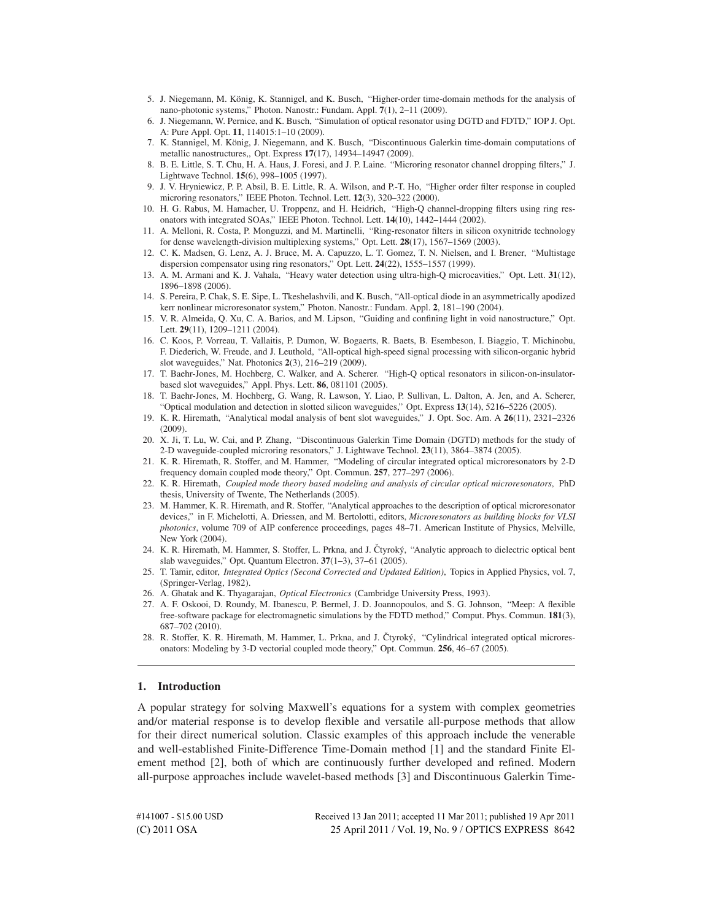5. J. Niegemann, M. König, K. Stannigel, and K. Busch, "Higher-order time-domain methods for the analysis of nano-photonic systems," Photon. Nanostr.: Fundam. Appl. **7**(1), 2–11 (2009).
6. J. Niegemann, W. Pernice, and K. Busch, "Simulation of optical resonator using DGTD and FDTD," IOP J. Opt. A: Pure Appl. Opt. **11**, 114015:1–10 (2009).
7. K. Stannigel, M. König, J. Niegemann, and K. Busch, "Discontinuous Galerkin time-domain computations of metallic nanostructures,, Opt. Express **17**(17), 14934–14947 (2009).
8. B. E. Little, S. T. Chu, H. A. Haus, J. Foresi, and J. P. Laine. "Microring resonator channel dropping filters," J. Lightwave Technol. **15**(6), 998–1005 (1997).
9. J. V. Hryniewicz, P. P. Absil, B. E. Little, R. A. Wilson, and P.-T. Ho, "Higher order filter response in coupled microring resonators," IEEE Photon. Technol. Lett. **12**(3), 320–322 (2000).
10. H. G. Rabus, M. Hamacher, U. Troppenz, and H. Heidrich, "High-Q channel-dropping filters using ring resonators with integrated SOAs," IEEE Photon. Technol. Lett. **14**(10), 1442–1444 (2002).
11. A. Melloni, R. Costa, P. Monguzzi, and M. Martinelli, "Ring-resonator filters in silicon oxynitride technology for dense wavelength-division multiplexing systems," Opt. Lett. **28**(17), 1567–1569 (2003).
12. C. K. Madsen, G. Lenz, A. J. Bruce, M. A. Capuzzo, L. T. Gomez, T. N. Nielsen, and I. Brener, "Multistage dispersion compensator using ring resonators," Opt. Lett. **24**(22), 1555–1557 (1999).
13. A. M. Armani and K. J. Vahala, "Heavy water detection using ultra-high-Q microcavities," Opt. Lett. **31**(12), 1896–1898 (2006).
14. S. Pereira, P. Chak, S. E. Sipe, L. Tkeshelashvili, and K. Busch, "All-optical diode in an asymmetrically apodized kerr nonlinear microresonator system," Photon. Nanostr.: Fundam. Appl. **2**, 181–190 (2004).
15. V. R. Almeida, Q. Xu, C. A. Barios, and M. Lipson, "Guiding and confining light in void nanostructure," Opt. Lett. **29**(11), 1209–1211 (2004).
16. C. Koos, P. Vorreau, T. Vallaitis, P. Dumon, W. Bogaerts, R. Baets, B. Esembeson, I. Biaggio, T. Michinobu, F. Diederich, W. Freude, and J. Leuthold, "All-optical high-speed signal processing with silicon-organic hybrid slot waveguides," Nat. Photonics **2**(3), 216–219 (2009).
17. T. Baehr-Jones, M. Hochberg, C. Walker, and A. Scherer. "High-Q optical resonators in silicon-on-insulator-based slot waveguides," Appl. Phys. Lett. **86**, 081101 (2005).
18. T. Baehr-Jones, M. Hochberg, G. Wang, R. Lawson, Y. Liao, P. Sullivan, L. Dalton, A. Jen, and A. Scherer, "Optical modulation and detection in slotted silicon waveguides," Opt. Express **13**(14), 5216–5226 (2005).
19. K. R. Hiremath, "Analytical modal analysis of bent slot waveguides," J. Opt. Soc. Am. A **26**(11), 2321–2326 (2009).
20. X. Ji, T. Lu, W. Cai, and P. Zhang, "Discontinuous Galerkin Time Domain (DGTD) methods for the study of 2-D waveguide-coupled microring resonators," J. Lightwave Technol. **23**(11), 3864–3874 (2005).
21. K. R. Hiremath, R. Stoffer, and M. Hammer, "Modeling of circular integrated optical microresonators by 2-D frequency domain coupled mode theory," Opt. Commun. **257**, 277–297 (2006).
22. K. R. Hiremath, *Coupled mode theory based modeling and analysis of circular optical microresonators*, PhD thesis, University of Twente, The Netherlands (2005).
23. M. Hammer, K. R. Hiremath, and R. Stoffer, "Analytical approaches to the description of optical microresonator devices," in F. Michelotti, A. Driessen, and M. Bertolotti, editors, *Microresonators as building blocks for VLSI photonics*, volume 709 of AIP conference proceedings, pages 48–71. American Institute of Physics, Melville, New York (2004).
24. K. R. Hiremath, M. Hammer, S. Stoffer, L. Prkna, and J. Čtyroký, "Analytic approach to dielectric optical bent slab waveguides," Opt. Quantum Electron. **37**(1–3), 37–61 (2005).
25. T. Tamir, editor, *Integrated Optics (Second Corrected and Updated Edition)*, Topics in Applied Physics, vol. 7, (Springer-Verlag, 1982).
26. A. Ghatak and K. Thyagarajan, *Optical Electronics* (Cambridge University Press, 1993).
27. A. F. Oskooi, D. Roundy, M. Ibanescu, P. Bermel, J. D. Joannopoulos, and S. G. Johnson, "Meep: A flexible free-software package for electromagnetic simulations by the FDTD method," Comput. Phys. Commun. **181**(3), 687–702 (2010).
28. R. Stoffer, K. R. Hiremath, M. Hammer, L. Prkna, and J. Čtyroký, "Cylindrical integrated optical microresonators: Modeling by 3-D vectorial coupled mode theory," Opt. Commun. **256**, 46–67 (2005).

---

## 1. Introduction

A popular strategy for solving Maxwell's equations for a system with complex geometries and/or material response is to develop flexible and versatile all-purpose methods that allow for their direct numerical solution. Classic examples of this approach include the venerable and well-established Finite-Difference Time-Domain method [1] and the standard Finite Element method [2], both of which are continuously further developed and refined. Modern all-purpose approaches include wavelet-based methods [3] and Discontinuous Galerkin Time-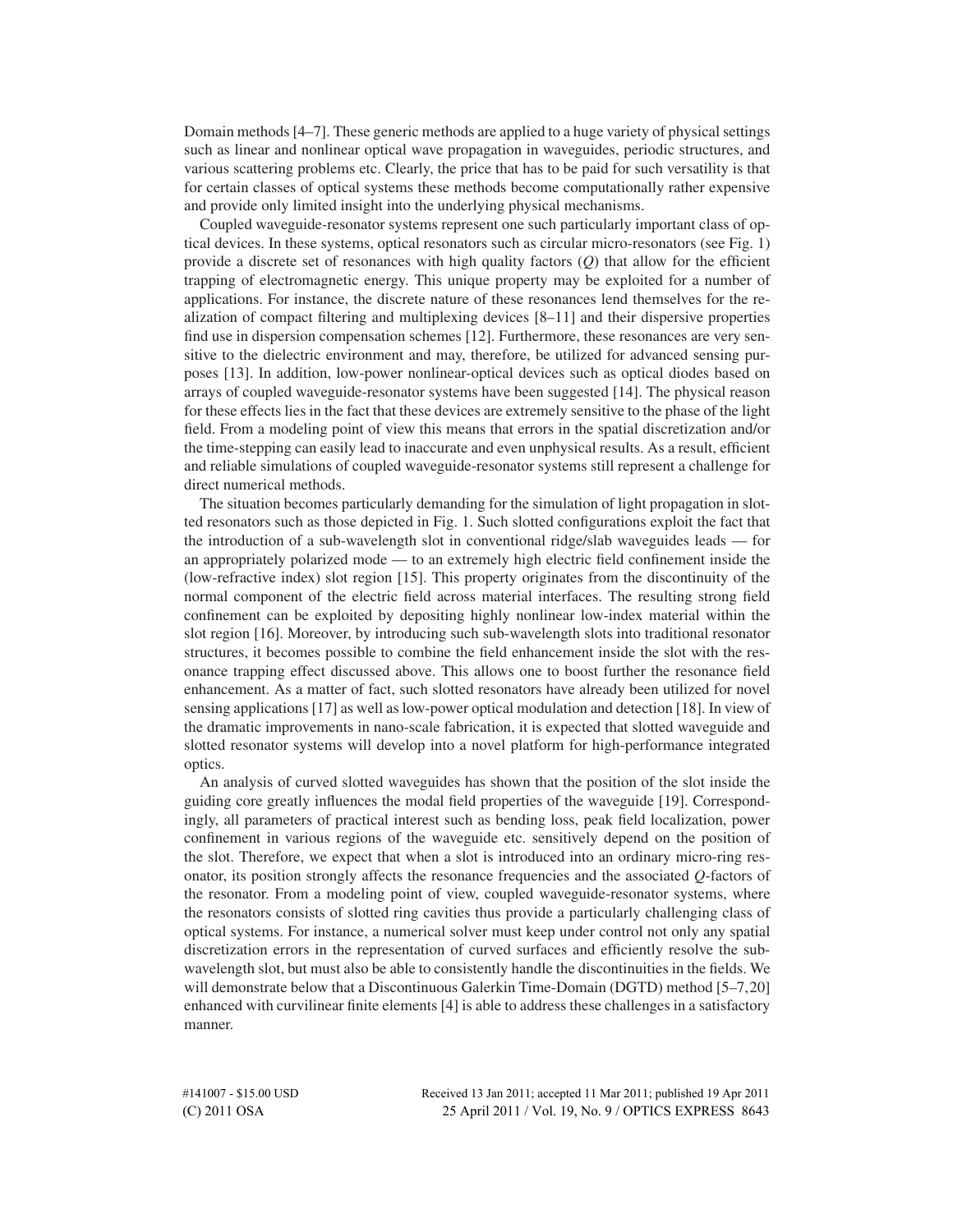Domain methods [4–7]. These generic methods are applied to a huge variety of physical settings such as linear and nonlinear optical wave propagation in waveguides, periodic structures, and various scattering problems etc. Clearly, the price that has to be paid for such versatility is that for certain classes of optical systems these methods become computationally rather expensive and provide only limited insight into the underlying physical mechanisms.

Coupled waveguide-resonator systems represent one such particularly important class of optical devices. In these systems, optical resonators such as circular micro-resonators (see Fig. 1) provide a discrete set of resonances with high quality factors ($Q$) that allow for the efficient trapping of electromagnetic energy. This unique property may be exploited for a number of applications. For instance, the discrete nature of these resonances lend themselves for the realization of compact filtering and multiplexing devices [8–11] and their dispersive properties find use in dispersion compensation schemes [12]. Furthermore, these resonances are very sensitive to the dielectric environment and may, therefore, be utilized for advanced sensing purposes [13]. In addition, low-power nonlinear-optical devices such as optical diodes based on arrays of coupled waveguide-resonator systems have been suggested [14]. The physical reason for these effects lies in the fact that these devices are extremely sensitive to the phase of the light field. From a modeling point of view this means that errors in the spatial discretization and/or the time-stepping can easily lead to inaccurate and even unphysical results. As a result, efficient and reliable simulations of coupled waveguide-resonator systems still represent a challenge for direct numerical methods.

The situation becomes particularly demanding for the simulation of light propagation in slotted resonators such as those depicted in Fig. 1. Such slotted configurations exploit the fact that the introduction of a sub-wavelength slot in conventional ridge/slab waveguides leads — for an appropriately polarized mode — to an extremely high electric field confinement inside the (low-refractive index) slot region [15]. This property originates from the discontinuity of the normal component of the electric field across material interfaces. The resulting strong field confinement can be exploited by depositing highly nonlinear low-index material within the slot region [16]. Moreover, by introducing such sub-wavelength slots into traditional resonator structures, it becomes possible to combine the field enhancement inside the slot with the resonance trapping effect discussed above. This allows one to boost further the resonance field enhancement. As a matter of fact, such slotted resonators have already been utilized for novel sensing applications [17] as well as low-power optical modulation and detection [18]. In view of the dramatic improvements in nano-scale fabrication, it is expected that slotted waveguide and slotted resonator systems will develop into a novel platform for high-performance integrated optics.

An analysis of curved slotted waveguides has shown that the position of the slot inside the guiding core greatly influences the modal field properties of the waveguide [19]. Correspondingly, all parameters of practical interest such as bending loss, peak field localization, power confinement in various regions of the waveguide etc. sensitively depend on the position of the slot. Therefore, we expect that when a slot is introduced into an ordinary micro-ring resonator, its position strongly affects the resonance frequencies and the associated $Q$-factors of the resonator. From a modeling point of view, coupled waveguide-resonator systems, where the resonators consists of slotted ring cavities thus provide a particularly challenging class of optical systems. For instance, a numerical solver must keep under control not only any spatial discretization errors in the representation of curved surfaces and efficiently resolve the sub-wavelength slot, but must also be able to consistently handle the discontinuities in the fields. We will demonstrate below that a Discontinuous Galerkin Time-Domain (DGTD) method [5–7,20] enhanced with curvilinear finite elements [4] is able to address these challenges in a satisfactory manner.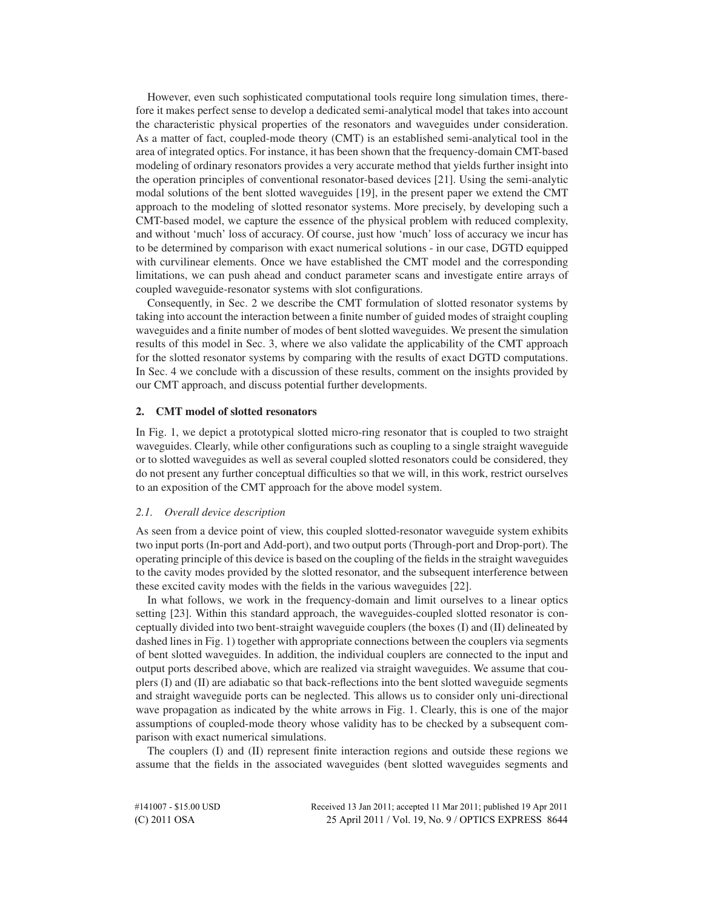However, even such sophisticated computational tools require long simulation times, therefore it makes perfect sense to develop a dedicated semi-analytical model that takes into account the characteristic physical properties of the resonators and waveguides under consideration. As a matter of fact, coupled-mode theory (CMT) is an established semi-analytical tool in the area of integrated optics. For instance, it has been shown that the frequency-domain CMT-based modeling of ordinary resonators provides a very accurate method that yields further insight into the operation principles of conventional resonator-based devices [21]. Using the semi-analytic modal solutions of the bent slotted waveguides [19], in the present paper we extend the CMT approach to the modeling of slotted resonator systems. More precisely, by developing such a CMT-based model, we capture the essence of the physical problem with reduced complexity, and without 'much' loss of accuracy. Of course, just how 'much' loss of accuracy we incur has to be determined by comparison with exact numerical solutions - in our case, DGTD equipped with curvilinear elements. Once we have established the CMT model and the corresponding limitations, we can push ahead and conduct parameter scans and investigate entire arrays of coupled waveguide-resonator systems with slot configurations.

Consequently, in Sec. 2 we describe the CMT formulation of slotted resonator systems by taking into account the interaction between a finite number of guided modes of straight coupling waveguides and a finite number of modes of bent slotted waveguides. We present the simulation results of this model in Sec. 3, where we also validate the applicability of the CMT approach for the slotted resonator systems by comparing with the results of exact DGTD computations. In Sec. 4 we conclude with a discussion of these results, comment on the insights provided by our CMT approach, and discuss potential further developments.

## 2. CMT model of slotted resonators

In Fig. 1, we depict a prototypical slotted micro-ring resonator that is coupled to two straight waveguides. Clearly, while other configurations such as coupling to a single straight waveguide or to slotted waveguides as well as several coupled slotted resonators could be considered, they do not present any further conceptual difficulties so that we will, in this work, restrict ourselves to an exposition of the CMT approach for the above model system.

### *2.1. Overall device description*

As seen from a device point of view, this coupled slotted-resonator waveguide system exhibits two input ports (In-port and Add-port), and two output ports (Through-port and Drop-port). The operating principle of this device is based on the coupling of the fields in the straight waveguides to the cavity modes provided by the slotted resonator, and the subsequent interference between these excited cavity modes with the fields in the various waveguides [22].

In what follows, we work in the frequency-domain and limit ourselves to a linear optics setting [23]. Within this standard approach, the waveguides-coupled slotted resonator is conceptually divided into two bent-straight waveguide couplers (the boxes (I) and (II) delineated by dashed lines in Fig. 1) together with appropriate connections between the couplers via segments of bent slotted waveguides. In addition, the individual couplers are connected to the input and output ports described above, which are realized via straight waveguides. We assume that couplers (I) and (II) are adiabatic so that back-reflections into the bent slotted waveguide segments and straight waveguide ports can be neglected. This allows us to consider only uni-directional wave propagation as indicated by the white arrows in Fig. 1. Clearly, this is one of the major assumptions of coupled-mode theory whose validity has to be checked by a subsequent comparison with exact numerical simulations.

The couplers (I) and (II) represent finite interaction regions and outside these regions we assume that the fields in the associated waveguides (bent slotted waveguides segments and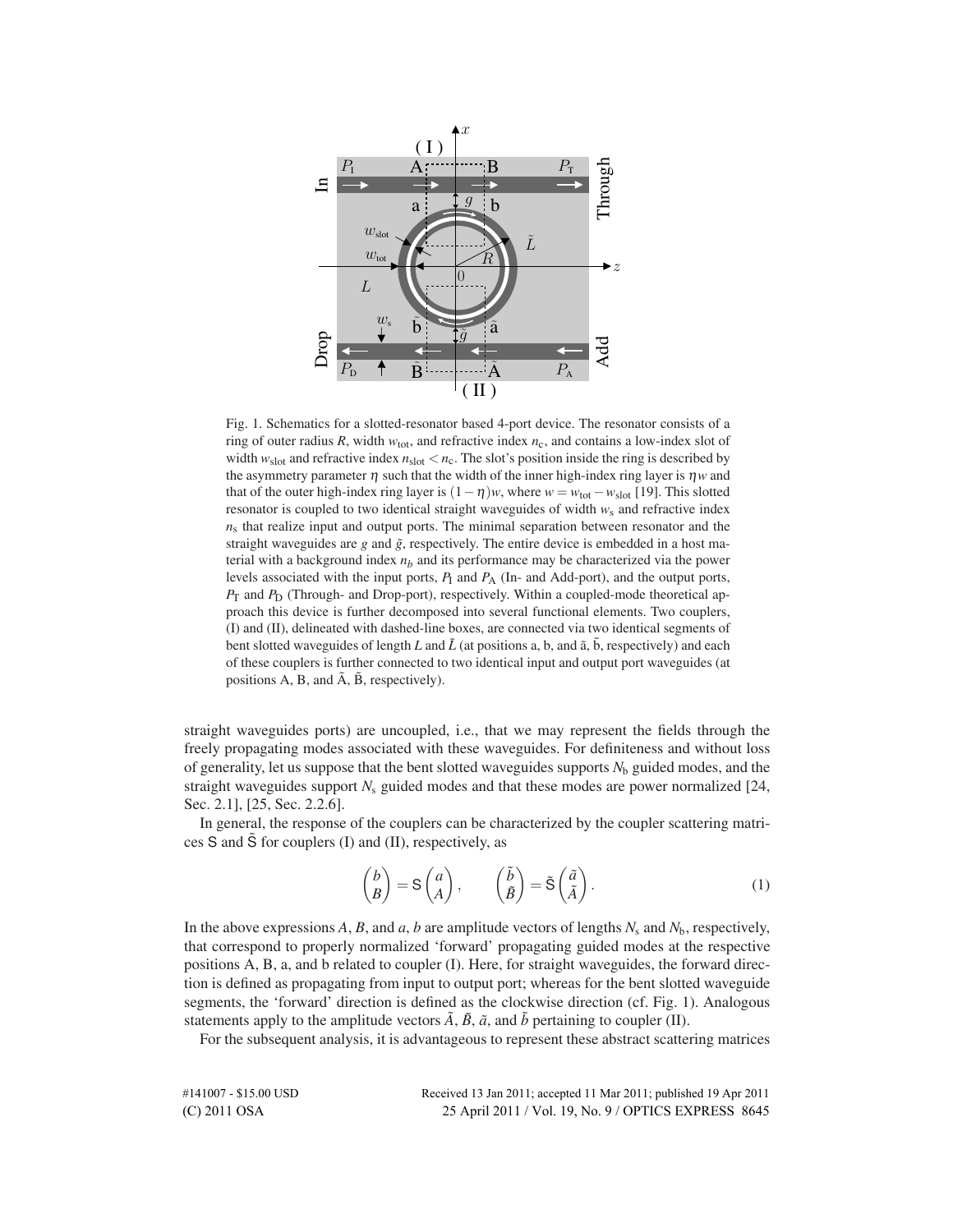Fig. 1. Schematics for a slotted-resonator based 4-port device. The resonator consists of a ring of outer radius $R$, width $w_{\text{tot}}$, and refractive index $n_{\text{c}}$, and contains a low-index slot of width $w_{\text{slot}}$ and refractive index $n_{\text{slot}} < n_{\text{c}}$. The slot's position inside the ring is described by the asymmetry parameter $\eta$ such that the width of the inner high-index ring layer is $\eta w$ and that of the outer high-index ring layer is $(1-\eta)w$, where $w = w_{\text{tot}} - w_{\text{slot}}$ [19]. This slotted resonator is coupled to two identical straight waveguides of width $w_{\text{s}}$ and refractive index $n_{\text{s}}$ that realize input and output ports. The minimal separation between resonator and the straight waveguides are $g$ and $\tilde{g}$, respectively. The entire device is embedded in a host material with a background index $n_b$ and its performance may be characterized via the power levels associated with the input ports, $P_{\text{I}}$ and $P_{\text{A}}$ (In- and Add-port), and the output ports, $P_{\text{T}}$ and $P_{\text{D}}$ (Through- and Drop-port), respectively. Within a coupled-mode theoretical approach this device is further decomposed into several functional elements. Two couplers, (I) and (II), delineated with dashed-line boxes, are connected via two identical segments of bent slotted waveguides of length $L$ and $\tilde{L}$ (at positions a, b, and ã, b̃, respectively) and each of these couplers is further connected to two identical input and output port waveguides (at positions A, B, and Ã, B̃, respectively).

straight waveguides ports) are uncoupled, i.e., that we may represent the fields through the freely propagating modes associated with these waveguides. For definiteness and without loss of generality, let us suppose that the bent slotted waveguides supports $N_{\text{b}}$ guided modes, and the straight waveguides support $N_{\text{s}}$ guided modes and that these modes are power normalized [24, Sec. 2.1], [25, Sec. 2.2.6].

In general, the response of the couplers can be characterized by the coupler scattering matrices $\mathsf{S}$ and $\tilde{\mathsf{S}}$ for couplers (I) and (II), respectively, as

$$\begin{pmatrix} b \\ B \end{pmatrix} = \mathsf{S} \begin{pmatrix} a \\ A \end{pmatrix}, \qquad \begin{pmatrix} \tilde{b} \\ \tilde{B} \end{pmatrix} = \tilde{\mathsf{S}} \begin{pmatrix} \tilde{a} \\ \tilde{A} \end{pmatrix}. \tag{1}$$

In the above expressions $A$, $B$, and $a$, $b$ are amplitude vectors of lengths $N_{\text{s}}$ and $N_{\text{b}}$, respectively, that correspond to properly normalized 'forward' propagating guided modes at the respective positions A, B, a, and b related to coupler (I). Here, for straight waveguides, the forward direction is defined as propagating from input to output port; whereas for the bent slotted waveguide segments, the 'forward' direction is defined as the clockwise direction (cf. Fig. 1). Analogous statements apply to the amplitude vectors $\tilde{A}$, $\tilde{B}$, $\tilde{a}$, and $\tilde{b}$ pertaining to coupler (II).

For the subsequent analysis, it is advantageous to represent these abstract scattering matrices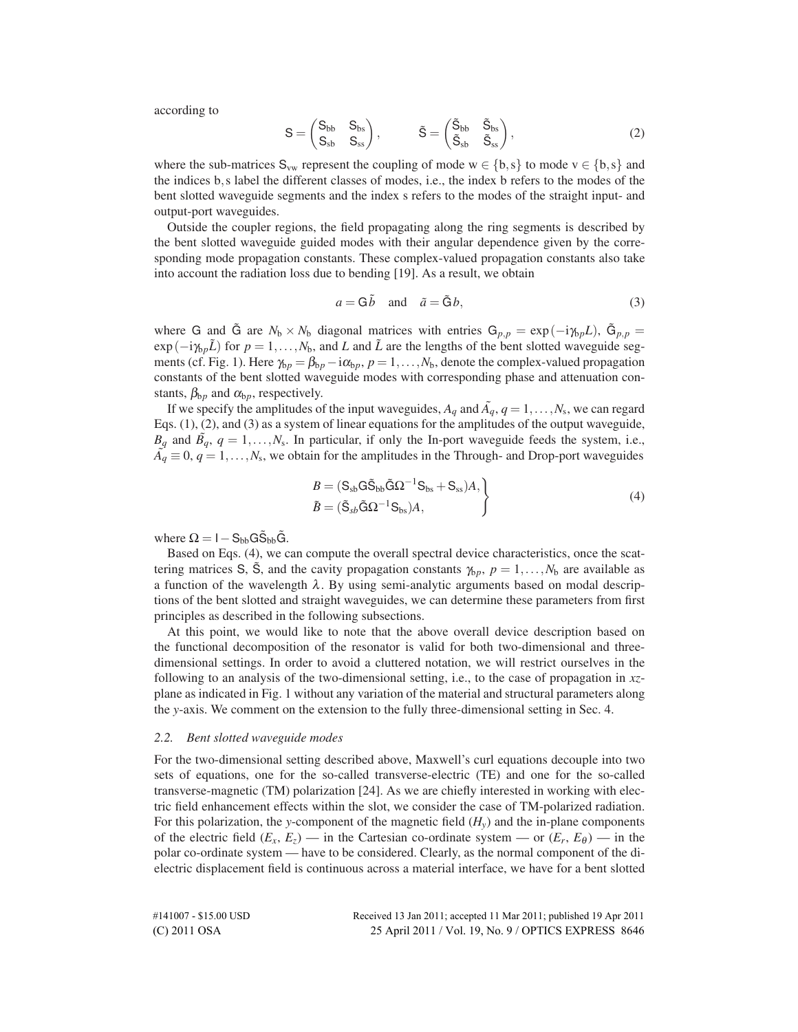according to

$$\mathsf{S} = \begin{pmatrix} \mathsf{S}_{\mathrm{bb}} & \mathsf{S}_{\mathrm{bs}} \\ \mathsf{S}_{\mathrm{sb}} & \mathsf{S}_{\mathrm{ss}} \end{pmatrix}, \qquad \tilde{\mathsf{S}} = \begin{pmatrix} \tilde{\mathsf{S}}_{\mathrm{bb}} & \tilde{\mathsf{S}}_{\mathrm{bs}} \\ \tilde{\mathsf{S}}_{\mathrm{sb}} & \tilde{\mathsf{S}}_{\mathrm{ss}} \end{pmatrix}, \tag{2}$$

where the sub-matrices $\mathsf{S}_{\mathrm{vw}}$ represent the coupling of mode $\mathrm{w} \in \{\mathrm{b}, \mathrm{s}\}$ to mode $\mathrm{v} \in \{\mathrm{b}, \mathrm{s}\}$ and the indices b, s label the different classes of modes, i.e., the index b refers to the modes of the bent slotted waveguide segments and the index s refers to the modes of the straight input- and output-port waveguides.

Outside the coupler regions, the field propagating along the ring segments is described by the bent slotted waveguide guided modes with their angular dependence given by the corresponding mode propagation constants. These complex-valued propagation constants also take into account the radiation loss due to bending [19]. As a result, we obtain

$$a = \mathsf{G}\tilde{b} \quad \text{and} \quad \tilde{a} = \tilde{\mathsf{G}}b, \tag{3}$$

where $\mathsf{G}$ and $\tilde{\mathsf{G}}$ are $N_{\mathrm{b}} \times N_{\mathrm{b}}$ diagonal matrices with entries $\mathsf{G}_{p,p} = \exp(-\mathrm{i}\gamma_{\mathrm{b}p}L)$, $\tilde{\mathsf{G}}_{p,p} = \exp(-\mathrm{i}\gamma_{\mathrm{b}p}\tilde{L})$ for $p = 1, \ldots, N_{\mathrm{b}}$, and $L$ and $\tilde{L}$ are the lengths of the bent slotted waveguide segments (cf. Fig. 1). Here $\gamma_{\mathrm{b}p} = \beta_{\mathrm{b}p} - \mathrm{i}\alpha_{\mathrm{b}p}$, $p = 1, \ldots, N_{\mathrm{b}}$, denote the complex-valued propagation constants of the bent slotted waveguide modes with corresponding phase and attenuation constants, $\beta_{\mathrm{b}p}$ and $\alpha_{\mathrm{b}p}$, respectively.

If we specify the amplitudes of the input waveguides, $A_q$ and $\tilde{A}_q$, $q = 1, \ldots, N_{\mathrm{s}}$, we can regard Eqs. (1), (2), and (3) as a system of linear equations for the amplitudes of the output waveguide, $B_q$ and $\tilde{B}_q$, $q = 1, \ldots, N_{\mathrm{s}}$. In particular, if only the In-port waveguide feeds the system, i.e., $\tilde{A}_q \equiv 0$, $q = 1, \ldots, N_{\mathrm{s}}$, we obtain for the amplitudes in the Through- and Drop-port waveguides

$$\left.\begin{aligned} B &= (\mathsf{S}_{\mathrm{sb}}\mathsf{G}\tilde{\mathsf{S}}_{\mathrm{bb}}\tilde{\mathsf{G}}\Omega^{-1}\mathsf{S}_{\mathrm{bs}} + \mathsf{S}_{\mathrm{ss}})A, \\ \tilde{B} &= (\tilde{\mathsf{S}}_{sb}\tilde{\mathsf{G}}\Omega^{-1}\mathsf{S}_{\mathrm{bs}})A, \end{aligned}\right\} \tag{4}$$

where $\Omega = \mathsf{I} - \mathsf{S}_{\mathrm{bb}}\mathsf{G}\tilde{\mathsf{S}}_{\mathrm{bb}}\tilde{\mathsf{G}}$.

Based on Eqs. (4), we can compute the overall spectral device characteristics, once the scattering matrices $\mathsf{S}$, $\tilde{\mathsf{S}}$, and the cavity propagation constants $\gamma_{\mathrm{b}p}$, $p = 1, \ldots, N_{\mathrm{b}}$ are available as a function of the wavelength $\lambda$. By using semi-analytic arguments based on modal descriptions of the bent slotted and straight waveguides, we can determine these parameters from first principles as described in the following subsections.

At this point, we would like to note that the above overall device description based on the functional decomposition of the resonator is valid for both two-dimensional and three-dimensional settings. In order to avoid a cluttered notation, we will restrict ourselves in the following to an analysis of the two-dimensional setting, i.e., to the case of propagation in $xz$-plane as indicated in Fig. 1 without any variation of the material and structural parameters along the $y$-axis. We comment on the extension to the fully three-dimensional setting in Sec. 4.

### 2.2. *Bent slotted waveguide modes*

For the two-dimensional setting described above, Maxwell's curl equations decouple into two sets of equations, one for the so-called transverse-electric (TE) and one for the so-called transverse-magnetic (TM) polarization [24]. As we are chiefly interested in working with electric field enhancement effects within the slot, we consider the case of TM-polarized radiation. For this polarization, the $y$-component of the magnetic field ($H_y$) and the in-plane components of the electric field ($E_x$, $E_z$) — in the Cartesian co-ordinate system — or ($E_r$, $E_\theta$) — in the polar co-ordinate system — have to be considered. Clearly, as the normal component of the dielectric displacement field is continuous across a material interface, we have for a bent slotted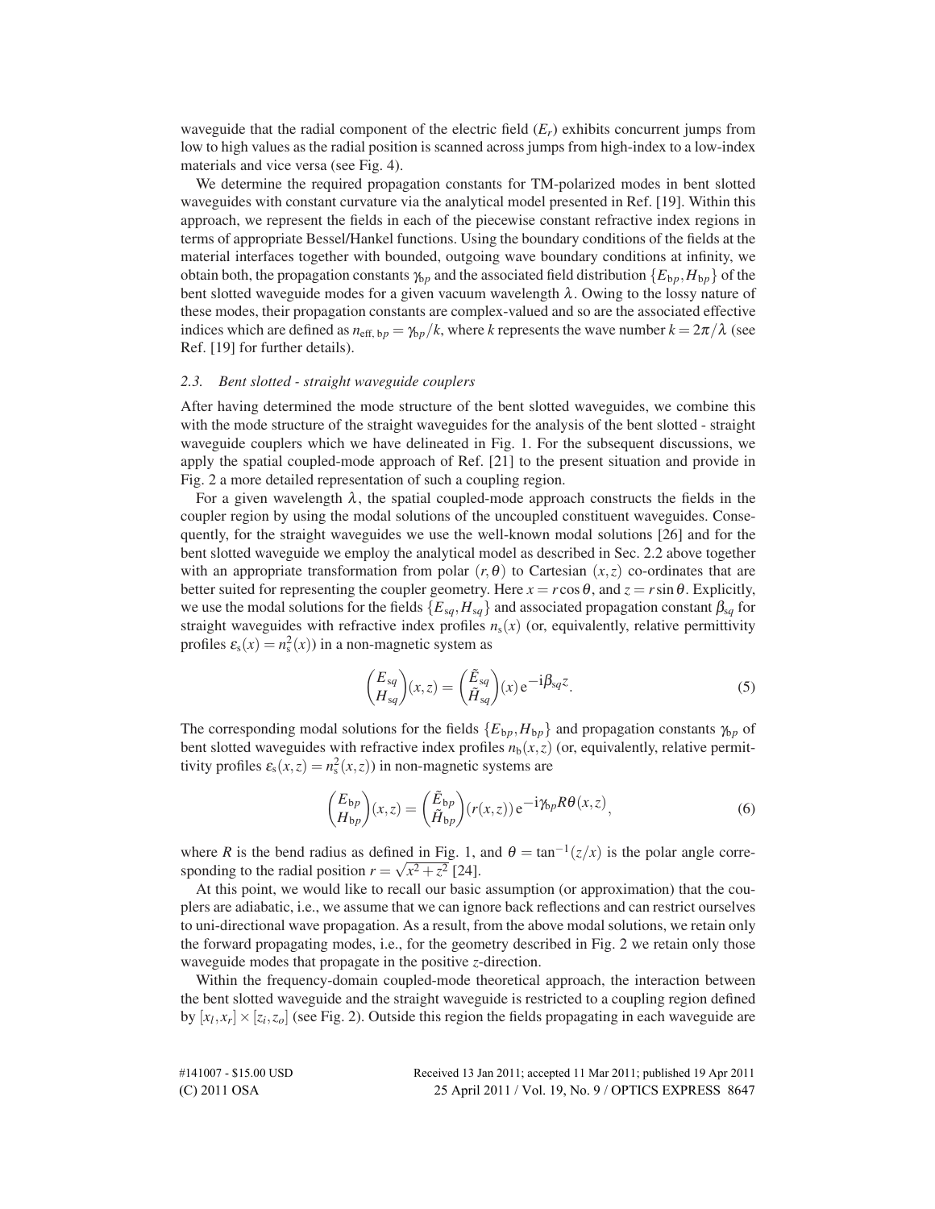waveguide that the radial component of the electric field ($E_r$) exhibits concurrent jumps from low to high values as the radial position is scanned across jumps from high-index to a low-index materials and vice versa (see Fig. 4).

We determine the required propagation constants for TM-polarized modes in bent slotted waveguides with constant curvature via the analytical model presented in Ref. [19]. Within this approach, we represent the fields in each of the piecewise constant refractive index regions in terms of appropriate Bessel/Hankel functions. Using the boundary conditions of the fields at the material interfaces together with bounded, outgoing wave boundary conditions at infinity, we obtain both, the propagation constants $\gamma_{bp}$ and the associated field distribution $\{E_{bp}, H_{bp}\}$ of the bent slotted waveguide modes for a given vacuum wavelength $\lambda$. Owing to the lossy nature of these modes, their propagation constants are complex-valued and so are the associated effective indices which are defined as $n_{\mathrm{eff,\,b}p} = \gamma_{bp}/k$, where $k$ represents the wave number $k = 2\pi/\lambda$ (see Ref. [19] for further details).

### *2.3. Bent slotted - straight waveguide couplers*

After having determined the mode structure of the bent slotted waveguides, we combine this with the mode structure of the straight waveguides for the analysis of the bent slotted - straight waveguide couplers which we have delineated in Fig. 1. For the subsequent discussions, we apply the spatial coupled-mode approach of Ref. [21] to the present situation and provide in Fig. 2 a more detailed representation of such a coupling region.

For a given wavelength $\lambda$, the spatial coupled-mode approach constructs the fields in the coupler region by using the modal solutions of the uncoupled constituent waveguides. Consequently, for the straight waveguides we use the well-known modal solutions [26] and for the bent slotted waveguide we employ the analytical model as described in Sec. 2.2 above together with an appropriate transformation from polar $(r,\theta)$ to Cartesian $(x,z)$ co-ordinates that are better suited for representing the coupler geometry. Here $x = r\cos\theta$, and $z = r\sin\theta$. Explicitly, we use the modal solutions for the fields $\{E_{sq}, H_{sq}\}$ and associated propagation constant $\beta_{sq}$ for straight waveguides with refractive index profiles $n_s(x)$ (or, equivalently, relative permittivity profiles $\varepsilon_s(x) = n_s^2(x)$) in a non-magnetic system as

$$\begin{pmatrix} E_{sq} \\ H_{sq} \end{pmatrix}(x,z) = \begin{pmatrix} \tilde{E}_{sq} \\ \tilde{H}_{sq} \end{pmatrix}(x)\, \mathrm{e}^{-\mathrm{i}\beta_{sq} z}. \tag{5}$$

The corresponding modal solutions for the fields $\{E_{bp}, H_{bp}\}$ and propagation constants $\gamma_{bp}$ of bent slotted waveguides with refractive index profiles $n_b(x,z)$ (or, equivalently, relative permittivity profiles $\varepsilon_s(x,z) = n_s^2(x,z)$) in non-magnetic systems are

$$\begin{pmatrix} E_{bp} \\ H_{bp} \end{pmatrix}(x,z) = \begin{pmatrix} \tilde{E}_{bp} \\ \tilde{H}_{bp} \end{pmatrix}(r(x,z))\, \mathrm{e}^{-\mathrm{i}\gamma_{bp} R\theta(x,z)}, \tag{6}$$

where $R$ is the bend radius as defined in Fig. 1, and $\theta = \tan^{-1}(z/x)$ is the polar angle corresponding to the radial position $r = \sqrt{x^2 + z^2}$ [24].

At this point, we would like to recall our basic assumption (or approximation) that the couplers are adiabatic, i.e., we assume that we can ignore back reflections and can restrict ourselves to uni-directional wave propagation. As a result, from the above modal solutions, we retain only the forward propagating modes, i.e., for the geometry described in Fig. 2 we retain only those waveguide modes that propagate in the positive $z$-direction.

Within the frequency-domain coupled-mode theoretical approach, the interaction between the bent slotted waveguide and the straight waveguide is restricted to a coupling region defined by $[x_l, x_r] \times [z_i, z_o]$ (see Fig. 2). Outside this region the fields propagating in each waveguide are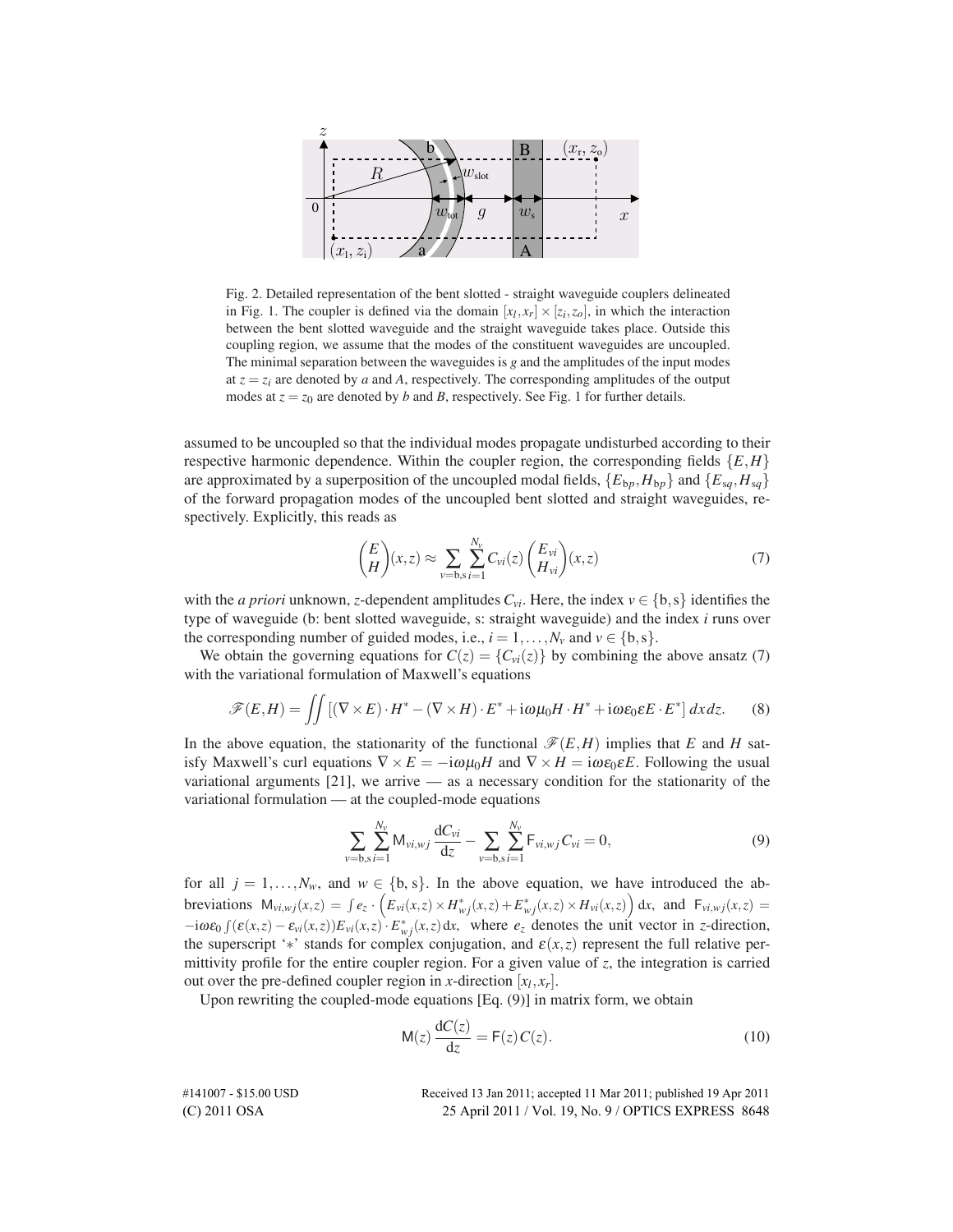Fig. 2. Detailed representation of the bent slotted - straight waveguide couplers delineated in Fig. 1. The coupler is defined via the domain $[x_l, x_r] \times [z_i, z_o]$, in which the interaction between the bent slotted waveguide and the straight waveguide takes place. Outside this coupling region, we assume that the modes of the constituent waveguides are uncoupled. The minimal separation between the waveguides is $g$ and the amplitudes of the input modes at $z = z_i$ are denoted by $a$ and $A$, respectively. The corresponding amplitudes of the output modes at $z = z_0$ are denoted by $b$ and $B$, respectively. See Fig. 1 for further details.

assumed to be uncoupled so that the individual modes propagate undisturbed according to their respective harmonic dependence. Within the coupler region, the corresponding fields $\{E, H\}$ are approximated by a superposition of the uncoupled modal fields, $\{E_{bp}, H_{bp}\}$ and $\{E_{sq}, H_{sq}\}$ of the forward propagation modes of the uncoupled bent slotted and straight waveguides, respectively. Explicitly, this reads as

$$\begin{pmatrix} E \\ H \end{pmatrix}(x,z) \approx \sum_{v=\mathrm{b,s}} \sum_{i=1}^{N_v} C_{vi}(z) \begin{pmatrix} E_{vi} \\ H_{vi} \end{pmatrix}(x,z) \tag{7}$$

with the *a priori* unknown, $z$-dependent amplitudes $C_{vi}$. Here, the index $v \in \{\mathrm{b,s}\}$ identifies the type of waveguide (b: bent slotted waveguide, s: straight waveguide) and the index $i$ runs over the corresponding number of guided modes, i.e., $i = 1, \ldots, N_v$ and $v \in \{\mathrm{b,s}\}$.

We obtain the governing equations for $C(z) = \{C_{vi}(z)\}$ by combining the above ansatz (7) with the variational formulation of Maxwell's equations

$$\mathscr{F}(E,H) = \iint \left[ (\nabla \times E) \cdot H^* - (\nabla \times H) \cdot E^* + \mathrm{i}\omega\mu_0 H \cdot H^* + \mathrm{i}\omega\varepsilon_0 \varepsilon E \cdot E^* \right] dx\, dz. \tag{8}$$

In the above equation, the stationarity of the functional $\mathscr{F}(E,H)$ implies that $E$ and $H$ satisfy Maxwell's curl equations $\nabla \times E = -\mathrm{i}\omega\mu_0 H$ and $\nabla \times H = \mathrm{i}\omega\varepsilon_0\varepsilon E$. Following the usual variational arguments [21], we arrive — as a necessary condition for the stationarity of the variational formulation — at the coupled-mode equations

$$\sum_{v=\mathrm{b,s}} \sum_{i=1}^{N_v} \mathsf{M}_{vi,wj} \frac{\mathrm{d}C_{vi}}{\mathrm{d}z} - \sum_{v=\mathrm{b,s}} \sum_{i=1}^{N_v} \mathsf{F}_{vi,wj} C_{vi} = 0, \tag{9}$$

for all $j = 1, \ldots, N_w$, and $w \in \{\mathrm{b,s}\}$. In the above equation, we have introduced the abbreviations $\mathsf{M}_{vi,wj}(x,z) = \int e_z \cdot \left( E_{vi}(x,z) \times H^*_{wj}(x,z) + E^*_{wj}(x,z) \times H_{vi}(x,z) \right) \mathrm{d}x$, and $\mathsf{F}_{vi,wj}(x,z) = -\mathrm{i}\omega\varepsilon_0 \int (\varepsilon(x,z) - \varepsilon_{vi}(x,z)) E_{vi}(x,z) \cdot E^*_{wj}(x,z)\, \mathrm{d}x$, where $e_z$ denotes the unit vector in $z$-direction, the superscript '$*$' stands for complex conjugation, and $\varepsilon(x,z)$ represent the full relative permittivity profile for the entire coupler region. For a given value of $z$, the integration is carried out over the pre-defined coupler region in $x$-direction $[x_l, x_r]$.

Upon rewriting the coupled-mode equations [Eq. (9)] in matrix form, we obtain

$$\mathsf{M}(z) \frac{\mathrm{d}C(z)}{\mathrm{d}z} = \mathsf{F}(z)\, C(z). \tag{10}$$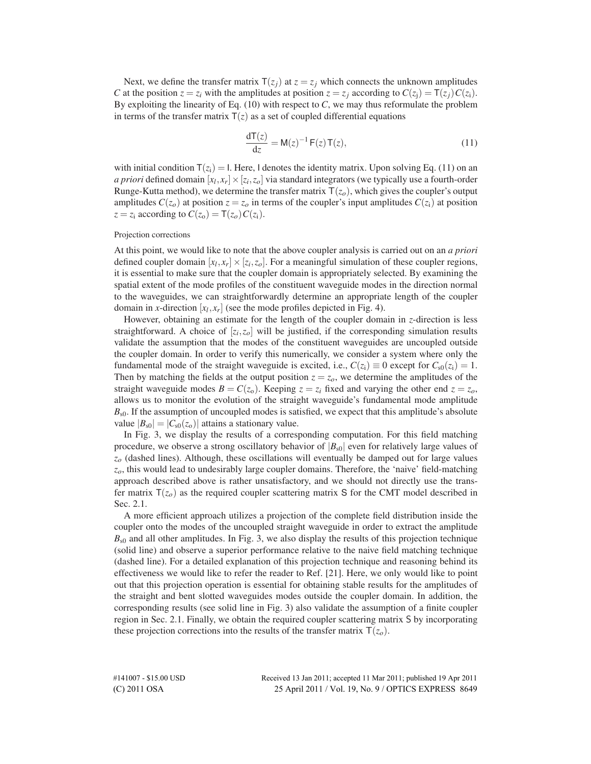Next, we define the transfer matrix $\mathsf{T}(z_j)$ at $z = z_j$ which connects the unknown amplitudes $C$ at the position $z = z_i$ with the amplitudes at position $z = z_j$ according to $C(z_j) = \mathsf{T}(z_j)C(z_i)$. By exploiting the linearity of Eq. (10) with respect to $C$, we may thus reformulate the problem in terms of the transfer matrix $\mathsf{T}(z)$ as a set of coupled differential equations

$$\frac{\mathrm{d}\mathsf{T}(z)}{\mathrm{d}z} = \mathsf{M}(z)^{-1}\,\mathsf{F}(z)\,\mathsf{T}(z), \tag{11}$$

with initial condition $\mathsf{T}(z_i) = \mathsf{I}$. Here, $\mathsf{I}$ denotes the identity matrix. Upon solving Eq. (11) on an *a priori* defined domain $[x_l, x_r] \times [z_i, z_o]$ via standard integrators (we typically use a fourth-order Runge-Kutta method), we determine the transfer matrix $\mathsf{T}(z_o)$, which gives the coupler's output amplitudes $C(z_o)$ at position $z = z_o$ in terms of the coupler's input amplitudes $C(z_i)$ at position $z = z_i$ according to $C(z_o) = \mathsf{T}(z_o)C(z_i)$.

### Projection corrections

At this point, we would like to note that the above coupler analysis is carried out on an *a priori* defined coupler domain $[x_l, x_r] \times [z_i, z_o]$. For a meaningful simulation of these coupler regions, it is essential to make sure that the coupler domain is appropriately selected. By examining the spatial extent of the mode profiles of the constituent waveguide modes in the direction normal to the waveguides, we can straightforwardly determine an appropriate length of the coupler domain in $x$-direction $[x_l, x_r]$ (see the mode profiles depicted in Fig. 4).

However, obtaining an estimate for the length of the coupler domain in $z$-direction is less straightforward. A choice of $[z_i, z_o]$ will be justified, if the corresponding simulation results validate the assumption that the modes of the constituent waveguides are uncoupled outside the coupler domain. In order to verify this numerically, we consider a system where only the fundamental mode of the straight waveguide is excited, i.e., $C(z_i) \equiv 0$ except for $C_{s0}(z_i) = 1$. Then by matching the fields at the output position $z = z_o$, we determine the amplitudes of the straight waveguide modes $B = C(z_o)$. Keeping $z = z_i$ fixed and varying the other end $z = z_o$, allows us to monitor the evolution of the straight waveguide's fundamental mode amplitude $B_{s0}$. If the assumption of uncoupled modes is satisfied, we expect that this amplitude's absolute value $|B_{s0}| = |C_{s0}(z_o)|$ attains a stationary value.

In Fig. 3, we display the results of a corresponding computation. For this field matching procedure, we observe a strong oscillatory behavior of $|B_{s0}|$ even for relatively large values of $z_o$ (dashed lines). Although, these oscillations will eventually be damped out for large values $z_o$, this would lead to undesirably large coupler domains. Therefore, the 'naive' field-matching approach described above is rather unsatisfactory, and we should not directly use the transfer matrix $\mathsf{T}(z_o)$ as the required coupler scattering matrix $\mathsf{S}$ for the CMT model described in Sec. 2.1.

A more efficient approach utilizes a projection of the complete field distribution inside the coupler onto the modes of the uncoupled straight waveguide in order to extract the amplitude $B_{s0}$ and all other amplitudes. In Fig. 3, we also display the results of this projection technique (solid line) and observe a superior performance relative to the naive field matching technique (dashed line). For a detailed explanation of this projection technique and reasoning behind its effectiveness we would like to refer the reader to Ref. [21]. Here, we only would like to point out that this projection operation is essential for obtaining stable results for the amplitudes of the straight and bent slotted waveguides modes outside the coupler domain. In addition, the corresponding results (see solid line in Fig. 3) also validate the assumption of a finite coupler region in Sec. 2.1. Finally, we obtain the required coupler scattering matrix $\mathsf{S}$ by incorporating these projection corrections into the results of the transfer matrix $\mathsf{T}(z_o)$.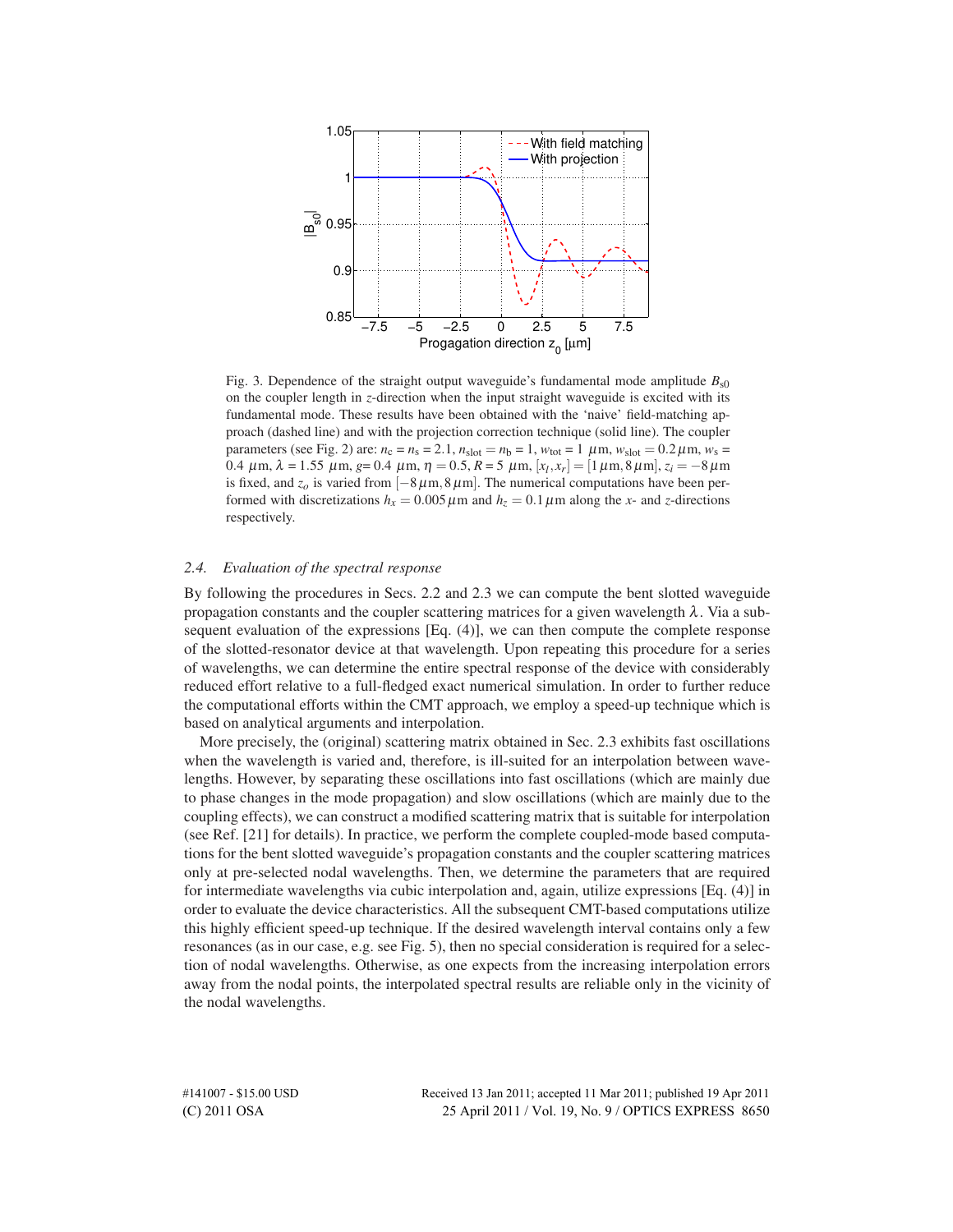Fig. 3. Dependence of the straight output waveguide's fundamental mode amplitude $B_{s0}$ on the coupler length in $z$-direction when the input straight waveguide is excited with its fundamental mode. These results have been obtained with the 'naive' field-matching approach (dashed line) and with the projection correction technique (solid line). The coupler parameters (see Fig. 2) are: $n_c = n_s = 2.1$, $n_{slot} = n_b = 1$, $w_{tot} = 1\ \mu$m, $w_{slot} = 0.2\,\mu$m, $w_s = 0.4\ \mu$m, $\lambda = 1.55\ \mu$m, $g = 0.4\ \mu$m, $\eta = 0.5$, $R = 5\ \mu$m, $[x_l, x_r] = [1\,\mu\text{m}, 8\,\mu\text{m}]$, $z_i = -8\,\mu$m is fixed, and $z_o$ is varied from $[-8\,\mu\text{m}, 8\,\mu\text{m}]$. The numerical computations have been performed with discretizations $h_x = 0.005\,\mu$m and $h_z = 0.1\,\mu$m along the $x$- and $z$-directions respectively.

### 2.4. Evaluation of the spectral response

By following the procedures in Secs. 2.2 and 2.3 we can compute the bent slotted waveguide propagation constants and the coupler scattering matrices for a given wavelength $\lambda$. Via a subsequent evaluation of the expressions [Eq. (4)], we can then compute the complete response of the slotted-resonator device at that wavelength. Upon repeating this procedure for a series of wavelengths, we can determine the entire spectral response of the device with considerably reduced effort relative to a full-fledged exact numerical simulation. In order to further reduce the computational efforts within the CMT approach, we employ a speed-up technique which is based on analytical arguments and interpolation.

More precisely, the (original) scattering matrix obtained in Sec. 2.3 exhibits fast oscillations when the wavelength is varied and, therefore, is ill-suited for an interpolation between wavelengths. However, by separating these oscillations into fast oscillations (which are mainly due to phase changes in the mode propagation) and slow oscillations (which are mainly due to the coupling effects), we can construct a modified scattering matrix that is suitable for interpolation (see Ref. [21] for details). In practice, we perform the complete coupled-mode based computations for the bent slotted waveguide's propagation constants and the coupler scattering matrices only at pre-selected nodal wavelengths. Then, we determine the parameters that are required for intermediate wavelengths via cubic interpolation and, again, utilize expressions [Eq. (4)] in order to evaluate the device characteristics. All the subsequent CMT-based computations utilize this highly efficient speed-up technique. If the desired wavelength interval contains only a few resonances (as in our case, e.g. see Fig. 5), then no special consideration is required for a selection of nodal wavelengths. Otherwise, as one expects from the increasing interpolation errors away from the nodal points, the interpolated spectral results are reliable only in the vicinity of the nodal wavelengths.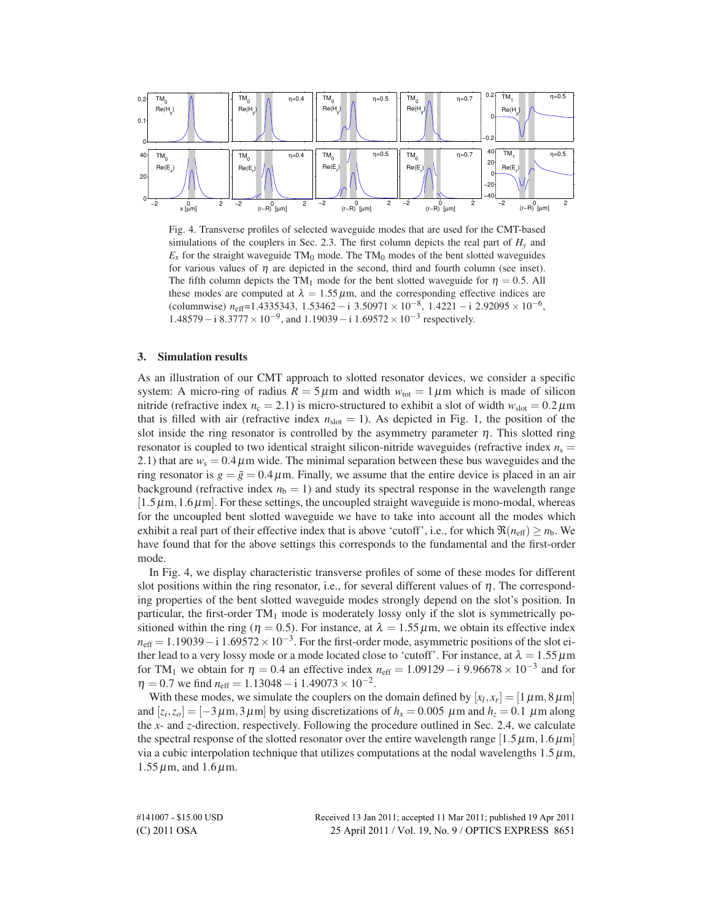Fig. 4. Transverse profiles of selected waveguide modes that are used for the CMT-based simulations of the couplers in Sec. 2.3. The first column depicts the real part of $H_y$ and $E_x$ for the straight waveguide $TM_0$ mode. The $TM_0$ modes of the bent slotted waveguides for various values of $\eta$ are depicted in the second, third and fourth column (see inset). The fifth column depicts the $TM_1$ mode for the bent slotted waveguide for $\eta = 0.5$. All these modes are computed at $\lambda = 1.55\,\mu$m, and the corresponding effective indices are (columnwise) $n_{\text{eff}}$=1.4335343, $1.53462 - \mathrm{i}\ 3.50971 \times 10^{-8}$, $1.4221 - \mathrm{i}\ 2.92095 \times 10^{-6}$, $1.48579 - \mathrm{i}\ 8.3777 \times 10^{-9}$, and $1.19039 - \mathrm{i}\ 1.69572 \times 10^{-3}$ respectively.

## 3. Simulation results

As an illustration of our CMT approach to slotted resonator devices, we consider a specific system: A micro-ring of radius $R = 5\,\mu$m and width $w_{\text{tot}} = 1\,\mu$m which is made of silicon nitride (refractive index $n_{\text{c}} = 2.1$) is micro-structured to exhibit a slot of width $w_{\text{slot}} = 0.2\,\mu$m that is filled with air (refractive index $n_{\text{slot}} = 1$). As depicted in Fig. 1, the position of the slot inside the ring resonator is controlled by the asymmetry parameter $\eta$. This slotted ring resonator is coupled to two identical straight silicon-nitride waveguides (refractive index $n_{\text{s}} = 2.1$) that are $w_{\text{s}} = 0.4\,\mu$m wide. The minimal separation between these bus waveguides and the ring resonator is $g = \tilde{g} = 0.4\,\mu$m. Finally, we assume that the entire device is placed in an air background (refractive index $n_{\text{b}} = 1$) and study its spectral response in the wavelength range $[1.5\,\mu\text{m}, 1.6\,\mu\text{m}]$. For these settings, the uncoupled straight waveguide is mono-modal, whereas for the uncoupled bent slotted waveguide we have to take into account all the modes which exhibit a real part of their effective index that is above 'cutoff', i.e., for which $\Re(n_{\text{eff}}) \geq n_{\text{b}}$. We have found that for the above settings this corresponds to the fundamental and the first-order mode.

In Fig. 4, we display characteristic transverse profiles of some of these modes for different slot positions within the ring resonator, i.e., for several different values of $\eta$. The corresponding properties of the bent slotted waveguide modes strongly depend on the slot's position. In particular, the first-order $TM_1$ mode is moderately lossy only if the slot is symmetrically positioned within the ring ($\eta = 0.5$). For instance, at $\lambda = 1.55\,\mu$m, we obtain its effective index $n_{\text{eff}} = 1.19039 - \mathrm{i}\ 1.69572 \times 10^{-3}$. For the first-order mode, asymmetric positions of the slot either lead to a very lossy mode or a mode located close to 'cutoff'. For instance, at $\lambda = 1.55\,\mu$m for $TM_1$ we obtain for $\eta = 0.4$ an effective index $n_{\text{eff}} = 1.09129 - \mathrm{i}\ 9.96678 \times 10^{-3}$ and for $\eta = 0.7$ we find $n_{\text{eff}} = 1.13048 - \mathrm{i}\ 1.49073 \times 10^{-2}$.

With these modes, we simulate the couplers on the domain defined by $[x_l, x_r] = [1\,\mu\text{m}, 8\,\mu\text{m}]$ and $[z_i, z_o] = [-3\,\mu\text{m}, 3\,\mu\text{m}]$ by using discretizations of $h_x = 0.005\ \mu$m and $h_z = 0.1\ \mu$m along the $x$- and $z$-direction, respectively. Following the procedure outlined in Sec. 2.4, we calculate the spectral response of the slotted resonator over the entire wavelength range $[1.5\,\mu\text{m}, 1.6\,\mu\text{m}]$ via a cubic interpolation technique that utilizes computations at the nodal wavelengths $1.5\,\mu$m, $1.55\,\mu$m, and $1.6\,\mu$m.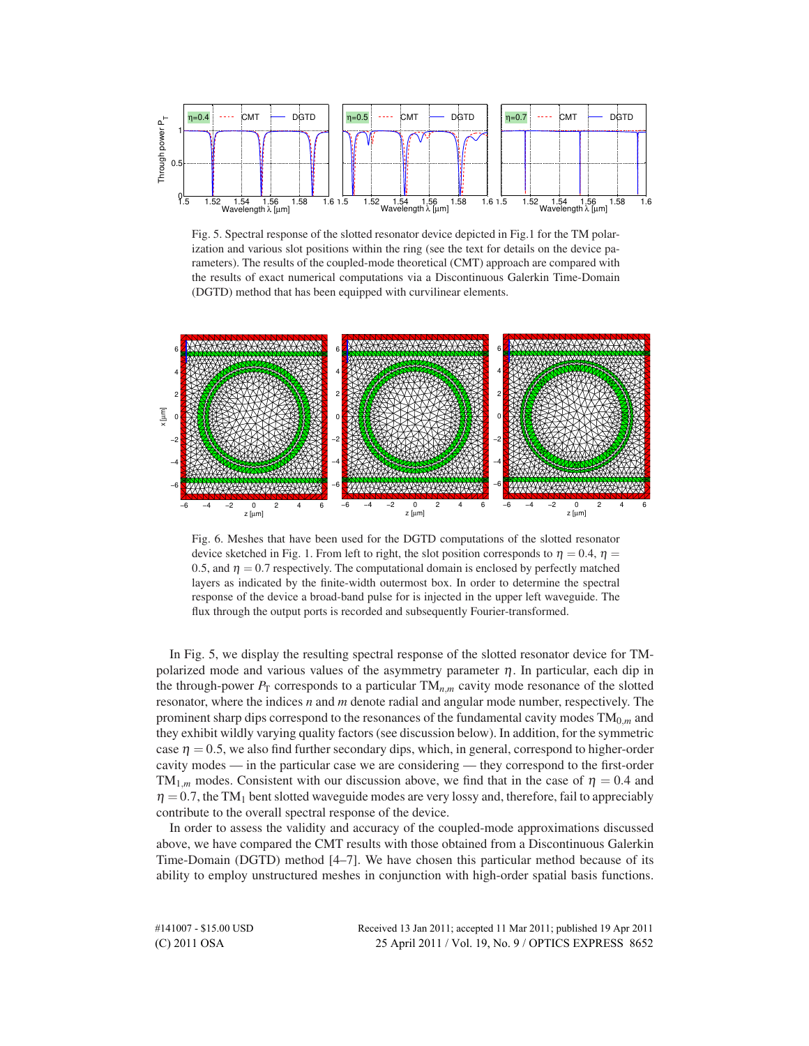Fig. 5. Spectral response of the slotted resonator device depicted in Fig.1 for the TM polarization and various slot positions within the ring (see the text for details on the device parameters). The results of the coupled-mode theoretical (CMT) approach are compared with the results of exact numerical computations via a Discontinuous Galerkin Time-Domain (DGTD) method that has been equipped with curvilinear elements.

Fig. 6. Meshes that have been used for the DGTD computations of the slotted resonator device sketched in Fig. 1. From left to right, the slot position corresponds to $\eta = 0.4$, $\eta = 0.5$, and $\eta = 0.7$ respectively. The computational domain is enclosed by perfectly matched layers as indicated by the finite-width outermost box. In order to determine the spectral response of the device a broad-band pulse for is injected in the upper left waveguide. The flux through the output ports is recorded and subsequently Fourier-transformed.

In Fig. 5, we display the resulting spectral response of the slotted resonator device for TM-polarized mode and various values of the asymmetry parameter $\eta$. In particular, each dip in the through-power $P_T$ corresponds to a particular $TM_{n,m}$ cavity mode resonance of the slotted resonator, where the indices $n$ and $m$ denote radial and angular mode number, respectively. The prominent sharp dips correspond to the resonances of the fundamental cavity modes $TM_{0,m}$ and they exhibit wildly varying quality factors (see discussion below). In addition, for the symmetric case $\eta = 0.5$, we also find further secondary dips, which, in general, correspond to higher-order cavity modes — in the particular case we are considering — they correspond to the first-order $TM_{1,m}$ modes. Consistent with our discussion above, we find that in the case of $\eta = 0.4$ and $\eta = 0.7$, the $TM_1$ bent slotted waveguide modes are very lossy and, therefore, fail to appreciably contribute to the overall spectral response of the device.

In order to assess the validity and accuracy of the coupled-mode approximations discussed above, we have compared the CMT results with those obtained from a Discontinuous Galerkin Time-Domain (DGTD) method [4–7]. We have chosen this particular method because of its ability to employ unstructured meshes in conjunction with high-order spatial basis functions.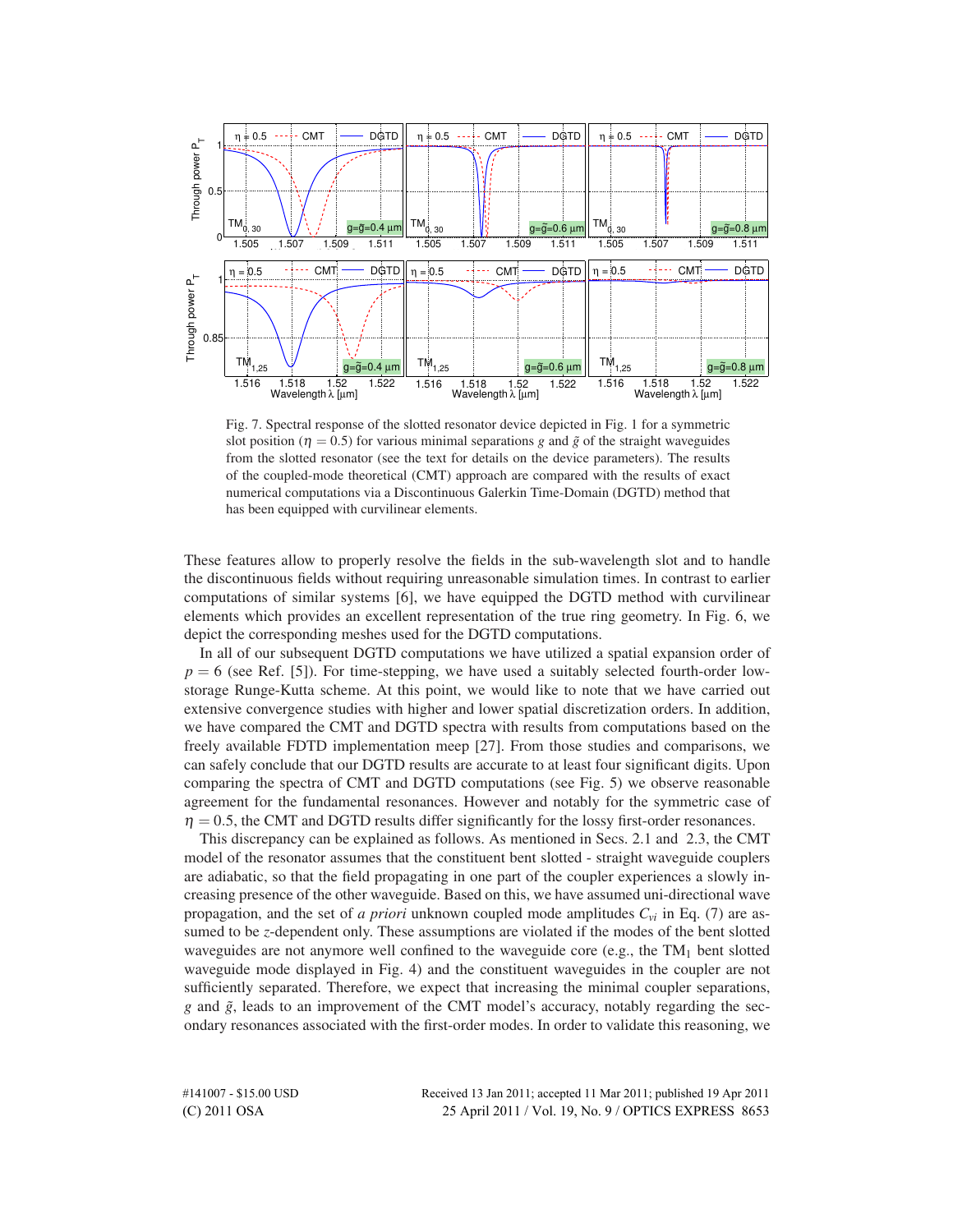Fig. 7. Spectral response of the slotted resonator device depicted in Fig. 1 for a symmetric slot position ($\eta = 0.5$) for various minimal separations $g$ and $\tilde{g}$ of the straight waveguides from the slotted resonator (see the text for details on the device parameters). The results of the coupled-mode theoretical (CMT) approach are compared with the results of exact numerical computations via a Discontinuous Galerkin Time-Domain (DGTD) method that has been equipped with curvilinear elements.

These features allow to properly resolve the fields in the sub-wavelength slot and to handle the discontinuous fields without requiring unreasonable simulation times. In contrast to earlier computations of similar systems [6], we have equipped the DGTD method with curvilinear elements which provides an excellent representation of the true ring geometry. In Fig. 6, we depict the corresponding meshes used for the DGTD computations.

In all of our subsequent DGTD computations we have utilized a spatial expansion order of $p = 6$ (see Ref. [5]). For time-stepping, we have used a suitably selected fourth-order low-storage Runge-Kutta scheme. At this point, we would like to note that we have carried out extensive convergence studies with higher and lower spatial discretization orders. In addition, we have compared the CMT and DGTD spectra with results from computations based on the freely available FDTD implementation meep [27]. From those studies and comparisons, we can safely conclude that our DGTD results are accurate to at least four significant digits. Upon comparing the spectra of CMT and DGTD computations (see Fig. 5) we observe reasonable agreement for the fundamental resonances. However and notably for the symmetric case of $\eta = 0.5$, the CMT and DGTD results differ significantly for the lossy first-order resonances.

This discrepancy can be explained as follows. As mentioned in Secs. 2.1 and 2.3, the CMT model of the resonator assumes that the constituent bent slotted - straight waveguide couplers are adiabatic, so that the field propagating in one part of the coupler experiences a slowly increasing presence of the other waveguide. Based on this, we have assumed uni-directional wave propagation, and the set of *a priori* unknown coupled mode amplitudes $C_{vi}$ in Eq. (7) are assumed to be $z$-dependent only. These assumptions are violated if the modes of the bent slotted waveguides are not anymore well confined to the waveguide core (e.g., the $\text{TM}_1$ bent slotted waveguide mode displayed in Fig. 4) and the constituent waveguides in the coupler are not sufficiently separated. Therefore, we expect that increasing the minimal coupler separations, $g$ and $\tilde{g}$, leads to an improvement of the CMT model's accuracy, notably regarding the secondary resonances associated with the first-order modes. In order to validate this reasoning, we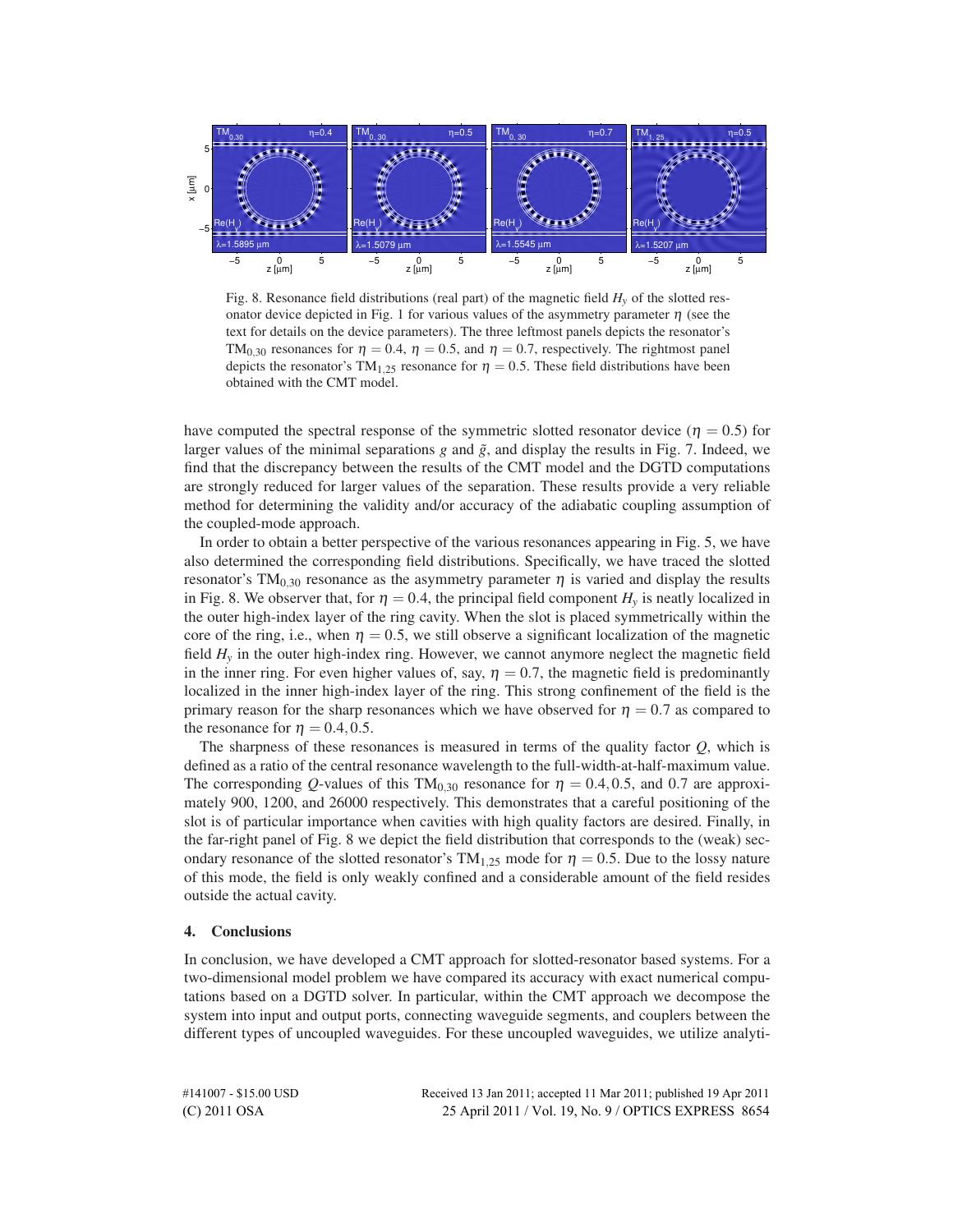Fig. 8. Resonance field distributions (real part) of the magnetic field $H_y$ of the slotted resonator device depicted in Fig. 1 for various values of the asymmetry parameter $\eta$ (see the text for details on the device parameters). The three leftmost panels depicts the resonator's $TM_{0,30}$ resonances for $\eta = 0.4$, $\eta = 0.5$, and $\eta = 0.7$, respectively. The rightmost panel depicts the resonator's $TM_{1,25}$ resonance for $\eta = 0.5$. These field distributions have been obtained with the CMT model.

have computed the spectral response of the symmetric slotted resonator device ($\eta = 0.5$) for larger values of the minimal separations $g$ and $\tilde{g}$, and display the results in Fig. 7. Indeed, we find that the discrepancy between the results of the CMT model and the DGTD computations are strongly reduced for larger values of the separation. These results provide a very reliable method for determining the validity and/or accuracy of the adiabatic coupling assumption of the coupled-mode approach.

In order to obtain a better perspective of the various resonances appearing in Fig. 5, we have also determined the corresponding field distributions. Specifically, we have traced the slotted resonator's $TM_{0,30}$ resonance as the asymmetry parameter $\eta$ is varied and display the results in Fig. 8. We observer that, for $\eta = 0.4$, the principal field component $H_y$ is neatly localized in the outer high-index layer of the ring cavity. When the slot is placed symmetrically within the core of the ring, i.e., when $\eta = 0.5$, we still observe a significant localization of the magnetic field $H_y$ in the outer high-index ring. However, we cannot anymore neglect the magnetic field in the inner ring. For even higher values of, say, $\eta = 0.7$, the magnetic field is predominantly localized in the inner high-index layer of the ring. This strong confinement of the field is the primary reason for the sharp resonances which we have observed for $\eta = 0.7$ as compared to the resonance for $\eta = 0.4, 0.5$.

The sharpness of these resonances is measured in terms of the quality factor $Q$, which is defined as a ratio of the central resonance wavelength to the full-width-at-half-maximum value. The corresponding $Q$-values of this $TM_{0,30}$ resonance for $\eta = 0.4, 0.5$, and 0.7 are approximately 900, 1200, and 26000 respectively. This demonstrates that a careful positioning of the slot is of particular importance when cavities with high quality factors are desired. Finally, in the far-right panel of Fig. 8 we depict the field distribution that corresponds to the (weak) secondary resonance of the slotted resonator's $TM_{1,25}$ mode for $\eta = 0.5$. Due to the lossy nature of this mode, the field is only weakly confined and a considerable amount of the field resides outside the actual cavity.

## 4. Conclusions

In conclusion, we have developed a CMT approach for slotted-resonator based systems. For a two-dimensional model problem we have compared its accuracy with exact numerical computations based on a DGTD solver. In particular, within the CMT approach we decompose the system into input and output ports, connecting waveguide segments, and couplers between the different types of uncoupled waveguides. For these uncoupled waveguides, we utilize analyti-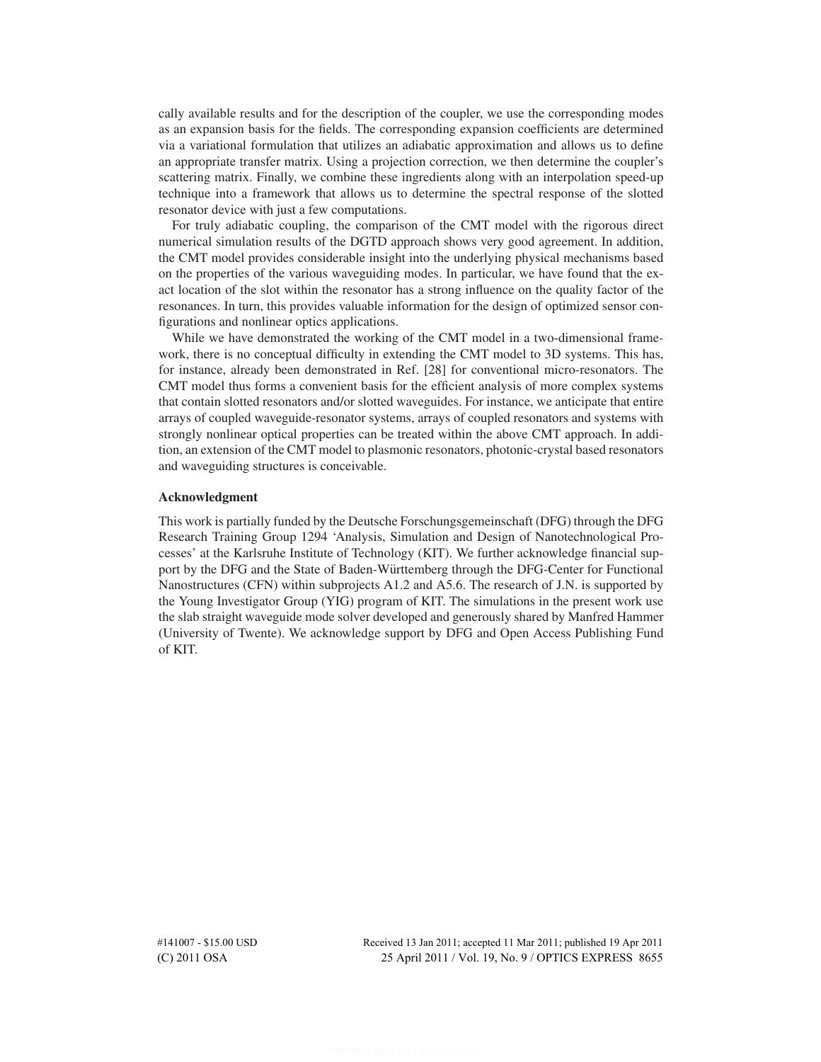cally available results and for the description of the coupler, we use the corresponding modes as an expansion basis for the fields. The corresponding expansion coefficients are determined via a variational formulation that utilizes an adiabatic approximation and allows us to define an appropriate transfer matrix. Using a projection correction, we then determine the coupler's scattering matrix. Finally, we combine these ingredients along with an interpolation speed-up technique into a framework that allows us to determine the spectral response of the slotted resonator device with just a few computations.

For truly adiabatic coupling, the comparison of the CMT model with the rigorous direct numerical simulation results of the DGTD approach shows very good agreement. In addition, the CMT model provides considerable insight into the underlying physical mechanisms based on the properties of the various waveguiding modes. In particular, we have found that the exact location of the slot within the resonator has a strong influence on the quality factor of the resonances. In turn, this provides valuable information for the design of optimized sensor configurations and nonlinear optics applications.

While we have demonstrated the working of the CMT model in a two-dimensional framework, there is no conceptual difficulty in extending the CMT model to 3D systems. This has, for instance, already been demonstrated in Ref. [28] for conventional micro-resonators. The CMT model thus forms a convenient basis for the efficient analysis of more complex systems that contain slotted resonators and/or slotted waveguides. For instance, we anticipate that entire arrays of coupled waveguide-resonator systems, arrays of coupled resonators and systems with strongly nonlinear optical properties can be treated within the above CMT approach. In addition, an extension of the CMT model to plasmonic resonators, photonic-crystal based resonators and waveguiding structures is conceivable.

**Acknowledgment**

This work is partially funded by the Deutsche Forschungsgemeinschaft (DFG) through the DFG Research Training Group 1294 'Analysis, Simulation and Design of Nanotechnological Processes' at the Karlsruhe Institute of Technology (KIT). We further acknowledge financial support by the DFG and the State of Baden-Württemberg through the DFG-Center for Functional Nanostructures (CFN) within subprojects A1.2 and A5.6. The research of J.N. is supported by the Young Investigator Group (YIG) program of KIT. The simulations in the present work use the slab straight waveguide mode solver developed and generously shared by Manfred Hammer (University of Twente). We acknowledge support by DFG and Open Access Publishing Fund of KIT.